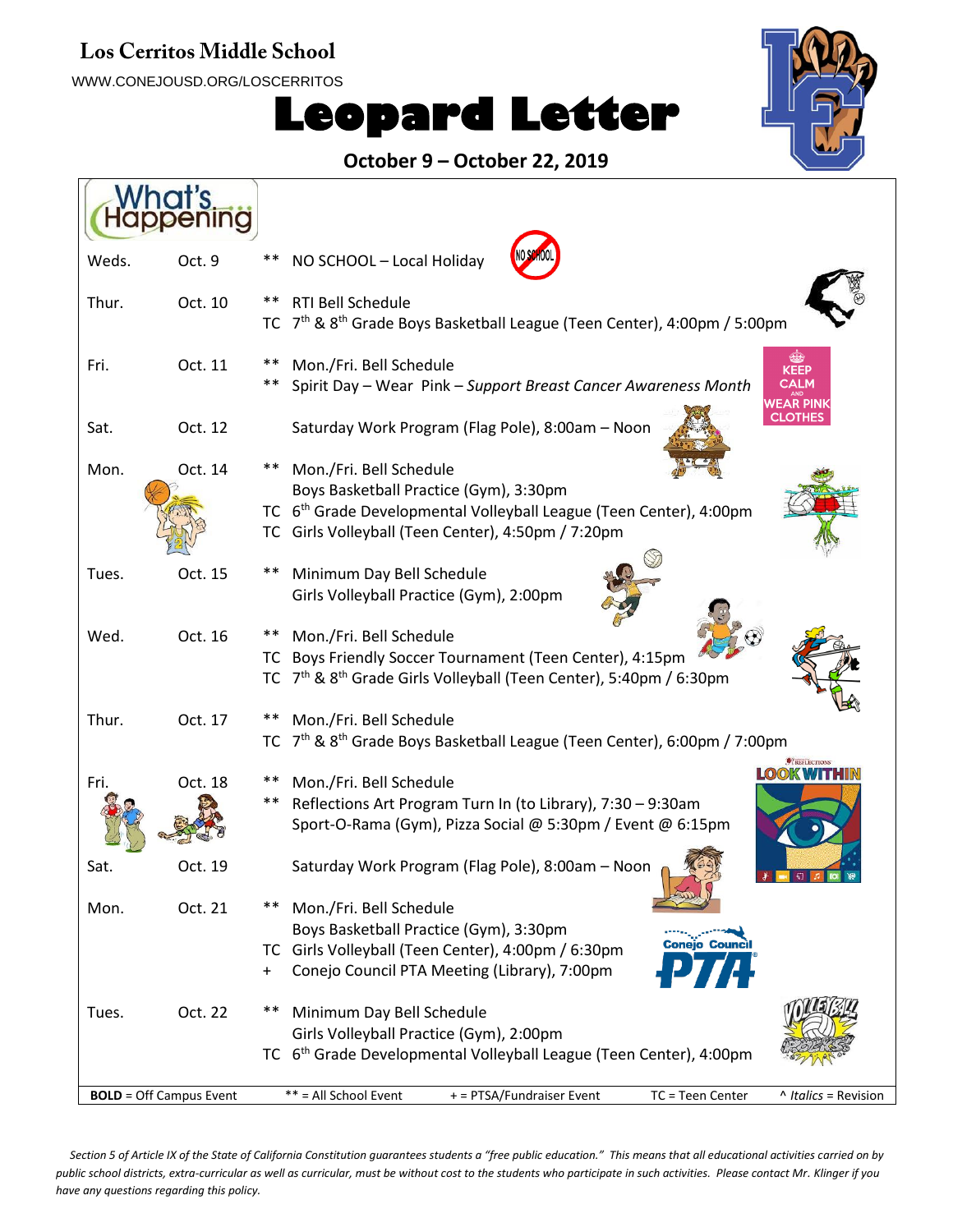# Los Cerritos Middle School

WWW.CONEJOUSD.ORG/LOSCERRITOS

# Leopard Letter

**October 9 – October 22, 2019**

## What's Happening...

| Day | Date | | Event |
|---|---|---|---|
| Weds. | Oct. 9 | ** | NO SCHOOL – Local Holiday |
| Thur. | Oct. 10 | ** | RTI Bell Schedule |
| | | TC | 7th & 8th Grade Boys Basketball League (Teen Center), 4:00pm / 5:00pm |
| Fri. | Oct. 11 | ** | Mon./Fri. Bell Schedule |
| | | ** | Spirit Day – Wear Pink – *Support Breast Cancer Awareness Month* |
| Sat. | Oct. 12 | | Saturday Work Program (Flag Pole), 8:00am – Noon |
| Mon. | Oct. 14 | ** | Mon./Fri. Bell Schedule |
| | | | Boys Basketball Practice (Gym), 3:30pm |
| | | TC | 6th Grade Developmental Volleyball League (Teen Center), 4:00pm |
| | | TC | Girls Volleyball (Teen Center), 4:50pm / 7:20pm |
| Tues. | Oct. 15 | ** | Minimum Day Bell Schedule |
| | | | Girls Volleyball Practice (Gym), 2:00pm |
| Wed. | Oct. 16 | ** | Mon./Fri. Bell Schedule |
| | | TC | Boys Friendly Soccer Tournament (Teen Center), 4:15pm |
| | | TC | 7th & 8th Grade Girls Volleyball (Teen Center), 5:40pm / 6:30pm |
| Thur. | Oct. 17 | ** | Mon./Fri. Bell Schedule |
| | | TC | 7th & 8th Grade Boys Basketball League (Teen Center), 6:00pm / 7:00pm |
| Fri. | Oct. 18 | ** | Mon./Fri. Bell Schedule |
| | | ** | Reflections Art Program Turn In (to Library), 7:30 – 9:30am |
| | | | Sport-O-Rama (Gym), Pizza Social @ 5:30pm / Event @ 6:15pm |
| Sat. | Oct. 19 | | Saturday Work Program (Flag Pole), 8:00am – Noon |
| Mon. | Oct. 21 | ** | Mon./Fri. Bell Schedule |
| | | | Boys Basketball Practice (Gym), 3:30pm |
| | | TC | Girls Volleyball (Teen Center), 4:00pm / 6:30pm |
| | | + | Conejo Council PTA Meeting (Library), 7:00pm |
| Tues. | Oct. 22 | ** | Minimum Day Bell Schedule |
| | | | Girls Volleyball Practice (Gym), 2:00pm |
| | | TC | 6th Grade Developmental Volleyball League (Teen Center), 4:00pm |

**BOLD** = Off Campus Event ** = All School Event + = PTSA/Fundraiser Event TC = Teen Center ^ *Italics* = Revision

*Section 5 of Article IX of the State of California Constitution guarantees students a "free public education." This means that all educational activities carried on by public school districts, extra-curricular as well as curricular, must be without cost to the students who participate in such activities. Please contact Mr. Klinger if you have any questions regarding this policy.*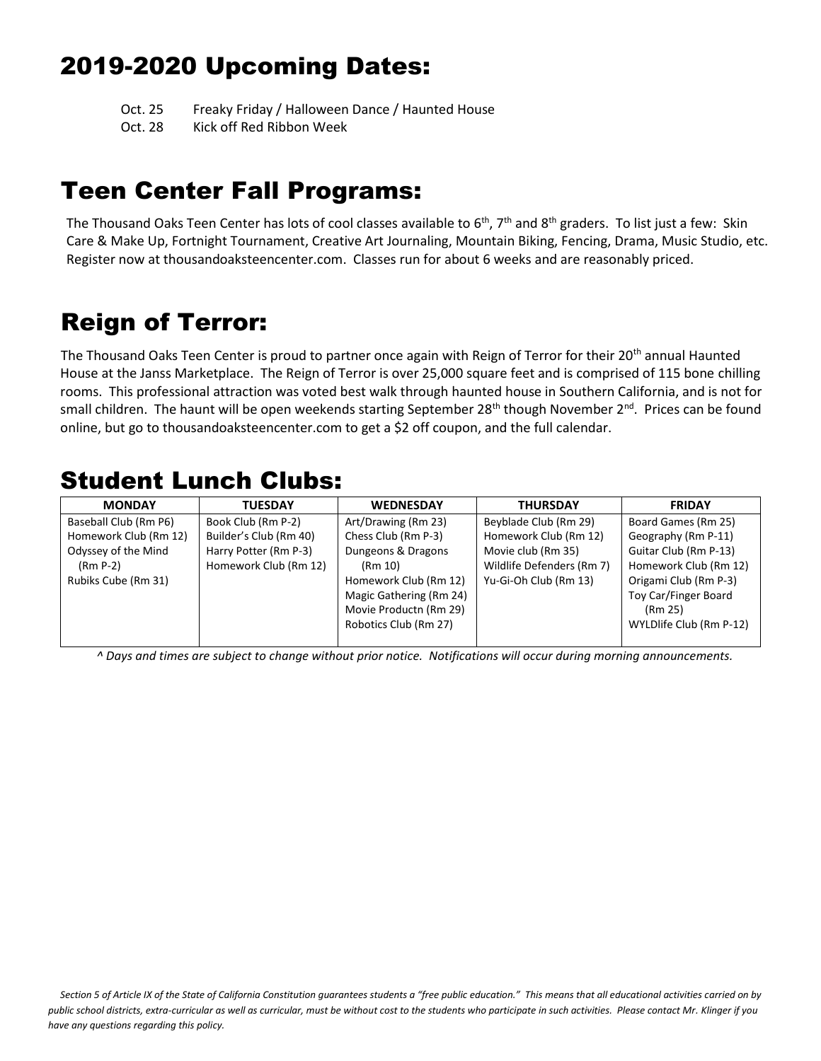## 2019-2020 Upcoming Dates:

- Oct. 25 Freaky Friday / Halloween Dance / Haunted House
- Oct. 28 Kick off Red Ribbon Week

## Teen Center Fall Programs:

The Thousand Oaks Teen Center has lots of cool classes available to 6th, 7th and 8th graders. To list just a few: Skin Care & Make Up, Fortnight Tournament, Creative Art Journaling, Mountain Biking, Fencing, Drama, Music Studio, etc. Register now at thousandoaksteencenter.com. Classes run for about 6 weeks and are reasonably priced.

## Reign of Terror:

The Thousand Oaks Teen Center is proud to partner once again with Reign of Terror for their 20th annual Haunted House at the Janss Marketplace. The Reign of Terror is over 25,000 square feet and is comprised of 115 bone chilling rooms. This professional attraction was voted best walk through haunted house in Southern California, and is not for small children. The haunt will be open weekends starting September 28th though November 2nd. Prices can be found online, but go to thousandoaksteencenter.com to get a $2 off coupon, and the full calendar.

## Student Lunch Clubs:

| MONDAY | TUESDAY | WEDNESDAY | THURSDAY | FRIDAY |
|---|---|---|---|---|
| Baseball Club (Rm P6)<br>Homework Club (Rm 12)<br>Odyssey of the Mind (Rm P-2)<br>Rubiks Cube (Rm 31) | Book Club (Rm P-2)<br>Builder's Club (Rm 40)<br>Harry Potter (Rm P-3)<br>Homework Club (Rm 12) | Art/Drawing (Rm 23)<br>Chess Club (Rm P-3)<br>Dungeons & Dragons (Rm 10)<br>Homework Club (Rm 12)<br>Magic Gathering (Rm 24)<br>Movie Productn (Rm 29)<br>Robotics Club (Rm 27) | Beyblade Club (Rm 29)<br>Homework Club (Rm 12)<br>Movie club (Rm 35)<br>Wildlife Defenders (Rm 7)<br>Yu-Gi-Oh Club (Rm 13) | Board Games (Rm 25)<br>Geography (Rm P-11)<br>Guitar Club (Rm P-13)<br>Homework Club (Rm 12)<br>Origami Club (Rm P-3)<br>Toy Car/Finger Board (Rm 25)<br>WYLDlife Club (Rm P-12) |

*^ Days and times are subject to change without prior notice. Notifications will occur during morning announcements.*

*Section 5 of Article IX of the State of California Constitution guarantees students a "free public education." This means that all educational activities carried on by public school districts, extra-curricular as well as curricular, must be without cost to the students who participate in such activities. Please contact Mr. Klinger if you have any questions regarding this policy.*